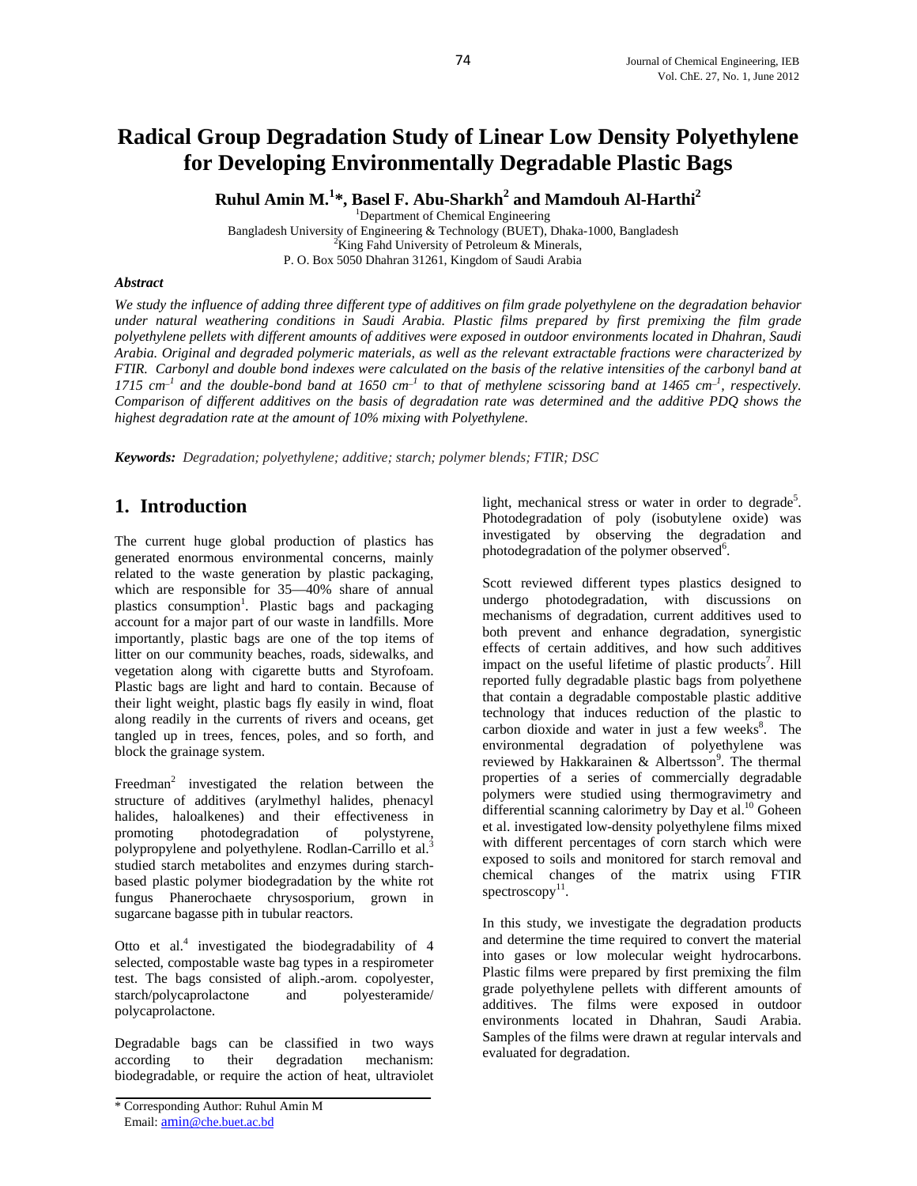# Radical Group Degradation Study of Linear Low Density Polyethylene for Developing Environmentally Degradable Plastic Bags

**Ruhul Amin M.[1]*, Basel F. Abu-Sharkh[2] and Mamdouh Al-Harthi[2]**

[1]Department of Chemical Engineering
Bangladesh University of Engineering & Technology (BUET), Dhaka-1000, Bangladesh
[2]King Fahd University of Petroleum & Minerals,
P. O. Box 5050 Dhahran 31261, Kingdom of Saudi Arabia

### *Abstract*

*We study the influence of adding three different type of additives on film grade polyethylene on the degradation behavior under natural weathering conditions in Saudi Arabia. Plastic films prepared by first premixing the film grade polyethylene pellets with different amounts of additives were exposed in outdoor environments located in Dhahran, Saudi Arabia. Original and degraded polymeric materials, as well as the relevant extractable fractions were characterized by FTIR. Carbonyl and double bond indexes were calculated on the basis of the relative intensities of the carbonyl band at 1715 $cm^{-1}$ and the double-bond band at 1650 $cm^{-1}$ to that of methylene scissoring band at 1465 $cm^{-1}$, respectively. Comparison of different additives on the basis of degradation rate was determined and the additive PDQ shows the highest degradation rate at the amount of 10% mixing with Polyethylene.*

***Keywords:*** *Degradation; polyethylene; additive; starch; polymer blends; FTIR; DSC*

## 1. Introduction

The current huge global production of plastics has generated enormous environmental concerns, mainly related to the waste generation by plastic packaging, which are responsible for 35—40% share of annual plastics consumption[1]. Plastic bags and packaging account for a major part of our waste in landfills. More importantly, plastic bags are one of the top items of litter on our community beaches, roads, sidewalks, and vegetation along with cigarette butts and Styrofoam. Plastic bags are light and hard to contain. Because of their light weight, plastic bags fly easily in wind, float along readily in the currents of rivers and oceans, get tangled up in trees, fences, poles, and so forth, and block the grainage system.

Freedman[2] investigated the relation between the structure of additives (arylmethyl halides, phenacyl halides, haloalkenes) and their effectiveness in promoting photodegradation of polystyrene, polypropylene and polyethylene. Rodlan-Carrillo et al.[3] studied starch metabolites and enzymes during starch-based plastic polymer biodegradation by the white rot fungus Phanerochaete chrysosporium, grown in sugarcane bagasse pith in tubular reactors.

Otto et al.[4] investigated the biodegradability of 4 selected, compostable waste bag types in a respirometer test. The bags consisted of aliph.-arom. copolyester, starch/polycaprolactone and polyesteramide/ polycaprolactone.

Degradable bags can be classified in two ways according to their degradation mechanism: biodegradable, or require the action of heat, ultraviolet light, mechanical stress or water in order to degrade[5]. Photodegradation of poly (isobutylene oxide) was investigated by observing the degradation and photodegradation of the polymer observed[6].

Scott reviewed different types plastics designed to undergo photodegradation, with discussions on mechanisms of degradation, current additives used to both prevent and enhance degradation, synergistic effects of certain additives, and how such additives impact on the useful lifetime of plastic products[7]. Hill reported fully degradable plastic bags from polyethene that contain a degradable compostable plastic additive technology that induces reduction of the plastic to carbon dioxide and water in just a few weeks[8]. The environmental degradation of polyethylene was reviewed by Hakkarainen & Albertsson[9]. The thermal properties of a series of commercially degradable polymers were studied using thermogravimetry and differential scanning calorimetry by Day et al.[10] Goheen et al. investigated low-density polyethylene films mixed with different percentages of corn starch which were exposed to soils and monitored for starch removal and chemical changes of the matrix using FTIR spectroscopy[11].

In this study, we investigate the degradation products and determine the time required to convert the material into gases or low molecular weight hydrocarbons. Plastic films were prepared by first premixing the film grade polyethylene pellets with different amounts of additives. The films were exposed in outdoor environments located in Dhahran, Saudi Arabia. Samples of the films were drawn at regular intervals and evaluated for degradation.

\* Corresponding Author: Ruhul Amin M
Email: amin@che.buet.ac.bd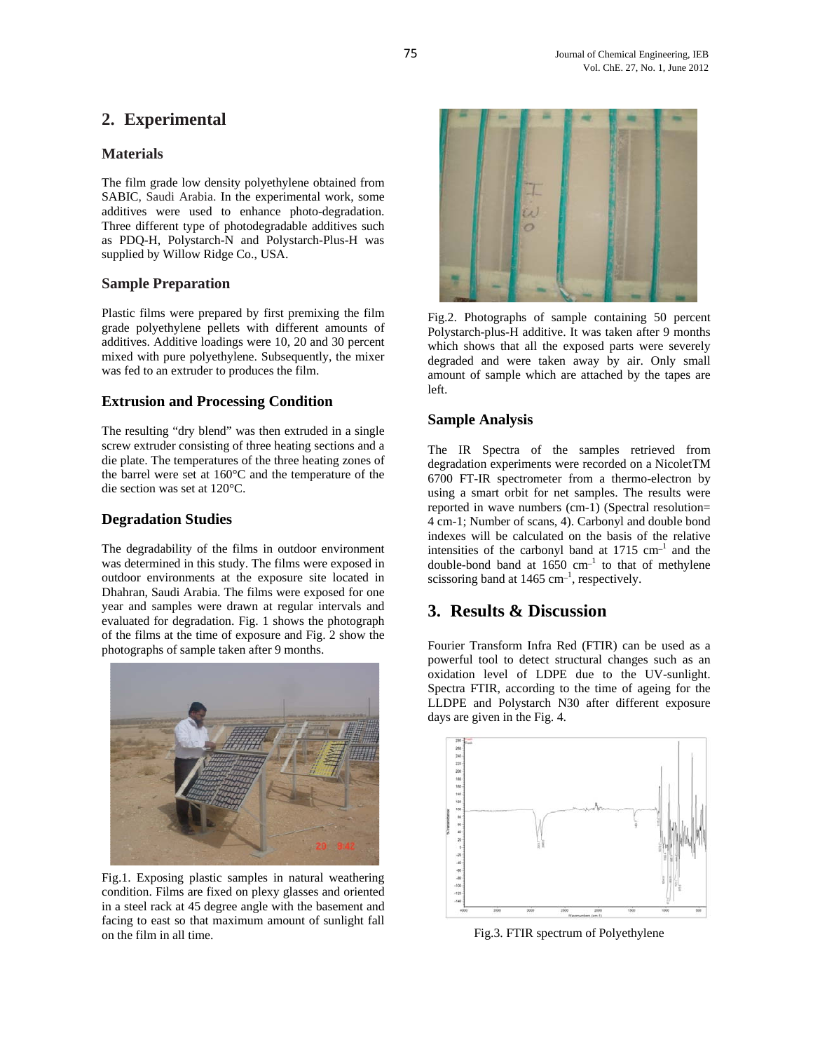## 2. Experimental

### Materials

The film grade low density polyethylene obtained from SABIC, Saudi Arabia. In the experimental work, some additives were used to enhance photo-degradation. Three different type of photodegradable additives such as PDQ-H, Polystarch-N and Polystarch-Plus-H was supplied by Willow Ridge Co., USA.

### Sample Preparation

Plastic films were prepared by first premixing the film grade polyethylene pellets with different amounts of additives. Additive loadings were 10, 20 and 30 percent mixed with pure polyethylene. Subsequently, the mixer was fed to an extruder to produces the film.

### Extrusion and Processing Condition

The resulting "dry blend" was then extruded in a single screw extruder consisting of three heating sections and a die plate. The temperatures of the three heating zones of the barrel were set at 160°C and the temperature of the die section was set at 120°C.

### Degradation Studies

The degradability of the films in outdoor environment was determined in this study. The films were exposed in outdoor environments at the exposure site located in Dhahran, Saudi Arabia. The films were exposed for one year and samples were drawn at regular intervals and evaluated for degradation. Fig. 1 shows the photograph of the films at the time of exposure and Fig. 2 show the photographs of sample taken after 9 months.

Fig.1. Exposing plastic samples in natural weathering condition. Films are fixed on plexy glasses and oriented in a steel rack at 45 degree angle with the basement and facing to east so that maximum amount of sunlight fall on the film in all time.

Fig.2. Photographs of sample containing 50 percent Polystarch-plus-H additive. It was taken after 9 months which shows that all the exposed parts were severely degraded and were taken away by air. Only small amount of sample which are attached by the tapes are left.

### Sample Analysis

The IR Spectra of the samples retrieved from degradation experiments were recorded on a NicoletTM 6700 FT-IR spectrometer from a thermo-electron by using a smart orbit for net samples. The results were reported in wave numbers (cm-1) (Spectral resolution= 4 cm-1; Number of scans, 4). Carbonyl and double bond indexes will be calculated on the basis of the relative intensities of the carbonyl band at 1715 $cm^{-1}$ and the double-bond band at 1650 $cm^{-1}$ to that of methylene scissoring band at 1465 $cm^{-1}$, respectively.

## 3. Results & Discussion

Fourier Transform Infra Red (FTIR) can be used as a powerful tool to detect structural changes such as an oxidation level of LDPE due to the UV-sunlight. Spectra FTIR, according to the time of ageing for the LLDPE and Polystarch N30 after different exposure days are given in the Fig. 4.

Fig.3. FTIR spectrum of Polyethylene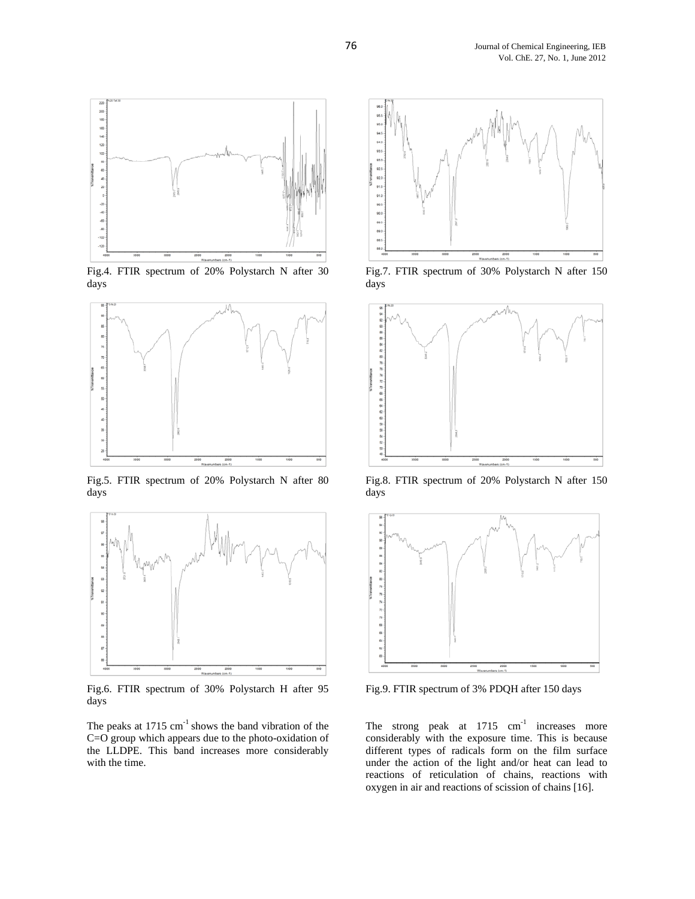Fig.4. FTIR spectrum of 20% Polystarch N after 30 days

Fig.5. FTIR spectrum of 20% Polystarch N after 80 days

Fig.6. FTIR spectrum of 30% Polystarch H after 95 days

The peaks at 1715 $cm^{-1}$ shows the band vibration of the C=O group which appears due to the photo-oxidation of the LLDPE. This band increases more considerably with the time.

Fig.7. FTIR spectrum of 30% Polystarch N after 150 days

Fig.8. FTIR spectrum of 20% Polystarch N after 150 days

Fig.9. FTIR spectrum of 3% PDQH after 150 days

The strong peak at 1715 $cm^{-1}$ increases more considerably with the exposure time. This is because different types of radicals form on the film surface under the action of the light and/or heat can lead to reactions of reticulation of chains, reactions with oxygen in air and reactions of scission of chains [16].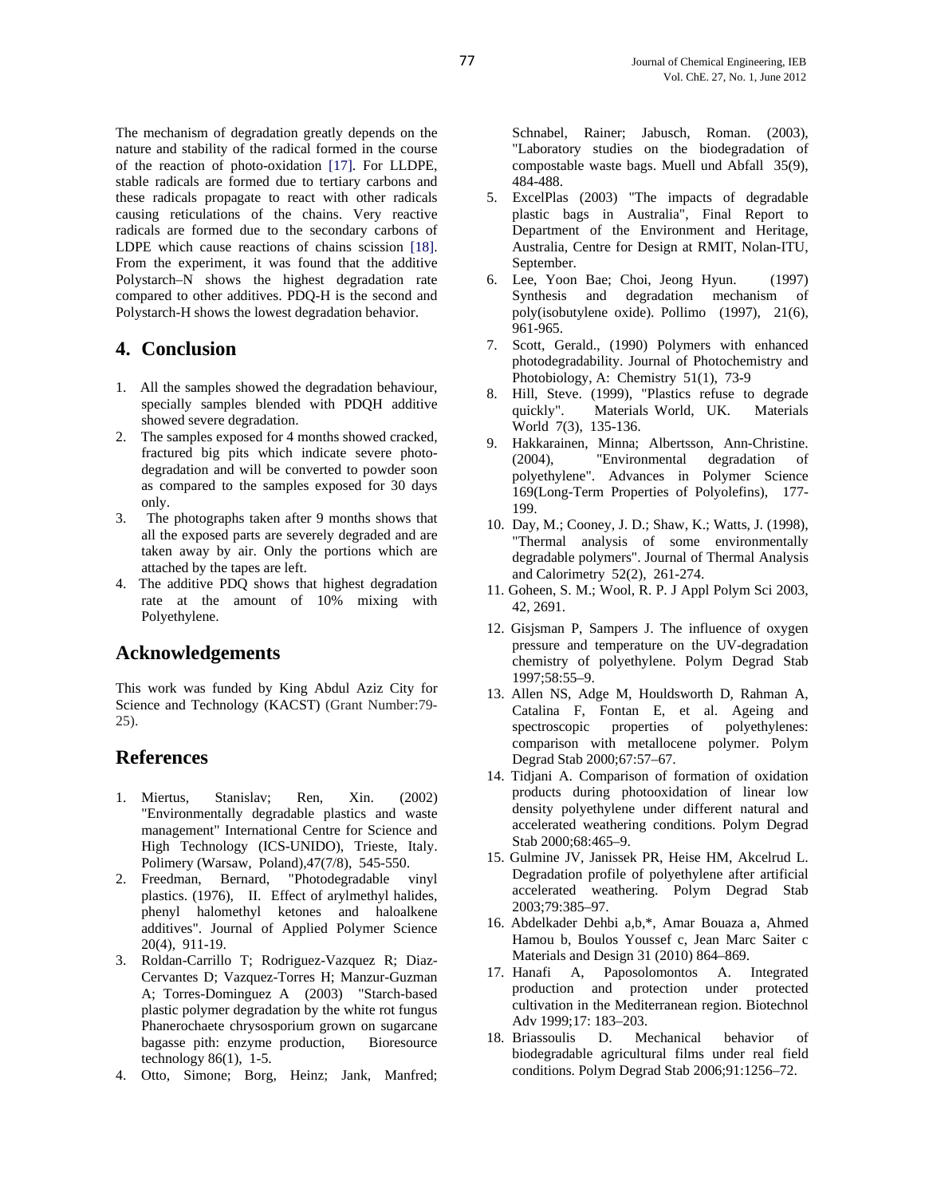The mechanism of degradation greatly depends on the nature and stability of the radical formed in the course of the reaction of photo-oxidation [17]. For LLDPE, stable radicals are formed due to tertiary carbons and these radicals propagate to react with other radicals causing reticulations of the chains. Very reactive radicals are formed due to the secondary carbons of LDPE which cause reactions of chains scission [18]. From the experiment, it was found that the additive Polystarch–N shows the highest degradation rate compared to other additives. PDQ-H is the second and Polystarch-H shows the lowest degradation behavior.

## 4. Conclusion

1. All the samples showed the degradation behaviour, specially samples blended with PDQH additive showed severe degradation.
2. The samples exposed for 4 months showed cracked, fractured big pits which indicate severe photo-degradation and will be converted to powder soon as compared to the samples exposed for 30 days only.
3. The photographs taken after 9 months shows that all the exposed parts are severely degraded and are taken away by air. Only the portions which are attached by the tapes are left.
4. The additive PDQ shows that highest degradation rate at the amount of 10% mixing with Polyethylene.

## Acknowledgements

This work was funded by King Abdul Aziz City for Science and Technology (KACST) (Grant Number:79-25).

## References

1. Miertus, Stanislav; Ren, Xin. (2002) "Environmentally degradable plastics and waste management" International Centre for Science and High Technology (ICS-UNIDO), Trieste, Italy. Polimery (Warsaw, Poland),47(7/8), 545-550.
2. Freedman, Bernard, "Photodegradable vinyl plastics. (1976), II. Effect of arylmethyl halides, phenyl halomethyl ketones and haloalkene additives". Journal of Applied Polymer Science 20(4), 911-19.
3. Roldan-Carrillo T; Rodriguez-Vazquez R; Diaz-Cervantes D; Vazquez-Torres H; Manzur-Guzman A; Torres-Dominguez A (2003) "Starch-based plastic polymer degradation by the white rot fungus Phanerochaete chrysosporium grown on sugarcane bagasse pith: enzyme production, Bioresource technology 86(1), 1-5.
4. Otto, Simone; Borg, Heinz; Jank, Manfred; Schnabel, Rainer; Jabusch, Roman. (2003), "Laboratory studies on the biodegradation of compostable waste bags. Muell und Abfall 35(9), 484-488.
5. ExcelPlas (2003) "The impacts of degradable plastic bags in Australia", Final Report to Department of the Environment and Heritage, Australia, Centre for Design at RMIT, Nolan-ITU, September.
6. Lee, Yoon Bae; Choi, Jeong Hyun. (1997) Synthesis and degradation mechanism of poly(isobutylene oxide). Pollimo (1997), 21(6), 961-965.
7. Scott, Gerald., (1990) Polymers with enhanced photodegradability. Journal of Photochemistry and Photobiology, A: Chemistry 51(1), 73-9
8. Hill, Steve. (1999), "Plastics refuse to degrade quickly". Materials World, UK. Materials World 7(3), 135-136.
9. Hakkarainen, Minna; Albertsson, Ann-Christine. (2004), "Environmental degradation of polyethylene". Advances in Polymer Science 169(Long-Term Properties of Polyolefins), 177-199.
10. Day, M.; Cooney, J. D.; Shaw, K.; Watts, J. (1998), "Thermal analysis of some environmentally degradable polymers". Journal of Thermal Analysis and Calorimetry 52(2), 261-274.
11. Goheen, S. M.; Wool, R. P. J Appl Polym Sci 2003, 42, 2691.
12. Gisjsman P, Sampers J. The influence of oxygen pressure and temperature on the UV-degradation chemistry of polyethylene. Polym Degrad Stab 1997;58:55–9.
13. Allen NS, Adge M, Houldsworth D, Rahman A, Catalina F, Fontan E, et al. Ageing and spectroscopic properties of polyethylenes: comparison with metallocene polymer. Polym Degrad Stab 2000;67:57–67.
14. Tidjani A. Comparison of formation of oxidation products during photooxidation of linear low density polyethylene under different natural and accelerated weathering conditions. Polym Degrad Stab 2000;68:465–9.
15. Gulmine JV, Janissek PR, Heise HM, Akcelrud L. Degradation profile of polyethylene after artificial accelerated weathering. Polym Degrad Stab 2003;79:385–97.
16. Abdelkader Dehbi a,b,*, Amar Bouaza a, Ahmed Hamou b, Boulos Youssef c, Jean Marc Saiter c Materials and Design 31 (2010) 864–869.
17. Hanafi A, Paposolomontos A. Integrated production and protection under protected cultivation in the Mediterranean region. Biotechnol Adv 1999;17: 183–203.
18. Briassoulis D. Mechanical behavior of biodegradable agricultural films under real field conditions. Polym Degrad Stab 2006;91:1256–72.